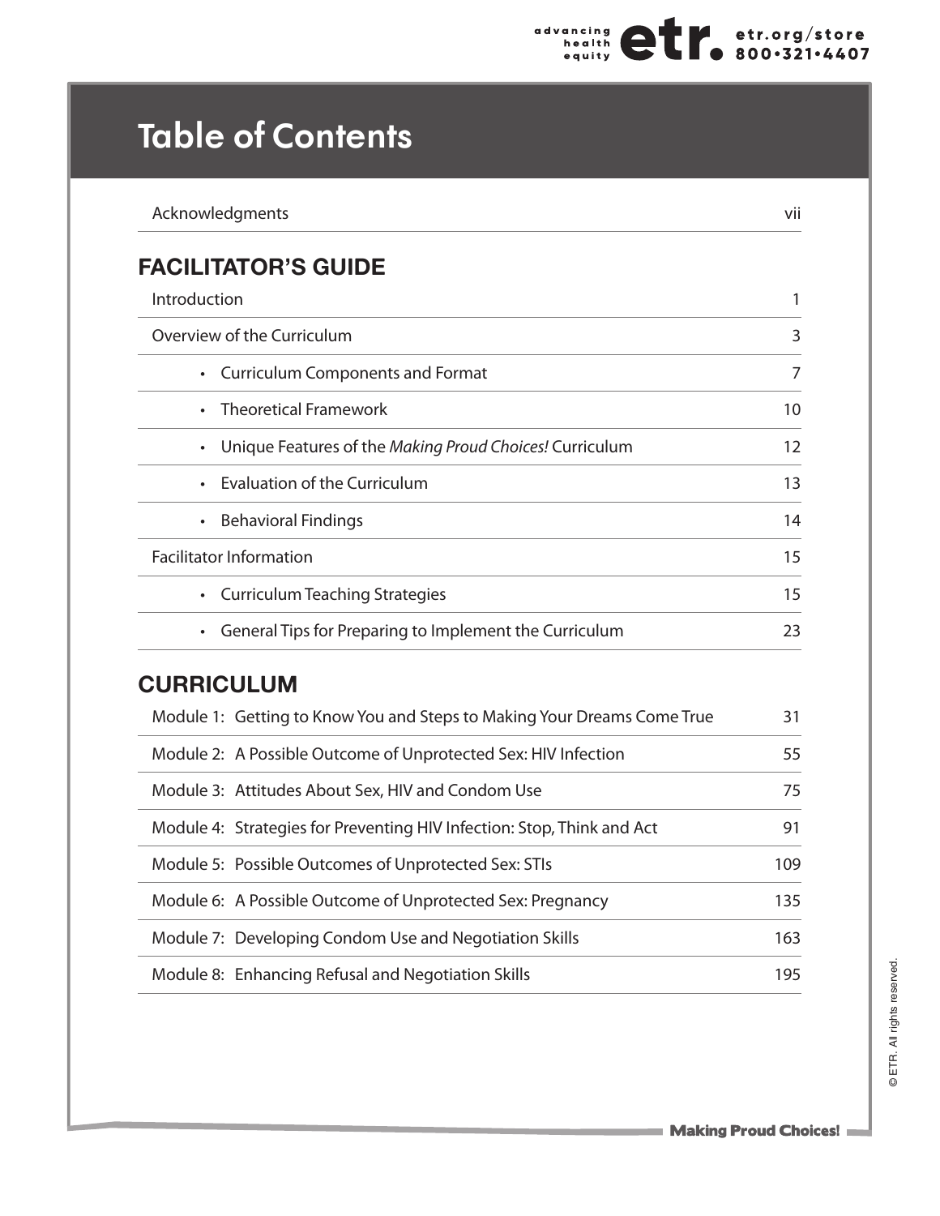# Table of Contents

| | |
|---|---|
| Acknowledgments | vii |

## FACILITATOR'S GUIDE

| | |
|---|---|
| Introduction | 1 |
| Overview of the Curriculum | 3 |
| • Curriculum Components and Format | 7 |
| • Theoretical Framework | 10 |
| • Unique Features of the *Making Proud Choices!* Curriculum | 12 |
| • Evaluation of the Curriculum | 13 |
| • Behavioral Findings | 14 |
| Facilitator Information | 15 |
| • Curriculum Teaching Strategies | 15 |
| • General Tips for Preparing to Implement the Curriculum | 23 |

## CURRICULUM

| | |
|---|---|
| Module 1: Getting to Know You and Steps to Making Your Dreams Come True | 31 |
| Module 2: A Possible Outcome of Unprotected Sex: HIV Infection | 55 |
| Module 3: Attitudes About Sex, HIV and Condom Use | 75 |
| Module 4: Strategies for Preventing HIV Infection: Stop, Think and Act | 91 |
| Module 5: Possible Outcomes of Unprotected Sex: STIs | 109 |
| Module 6: A Possible Outcome of Unprotected Sex: Pregnancy | 135 |
| Module 7: Developing Condom Use and Negotiation Skills | 163 |
| Module 8: Enhancing Refusal and Negotiation Skills | 195 |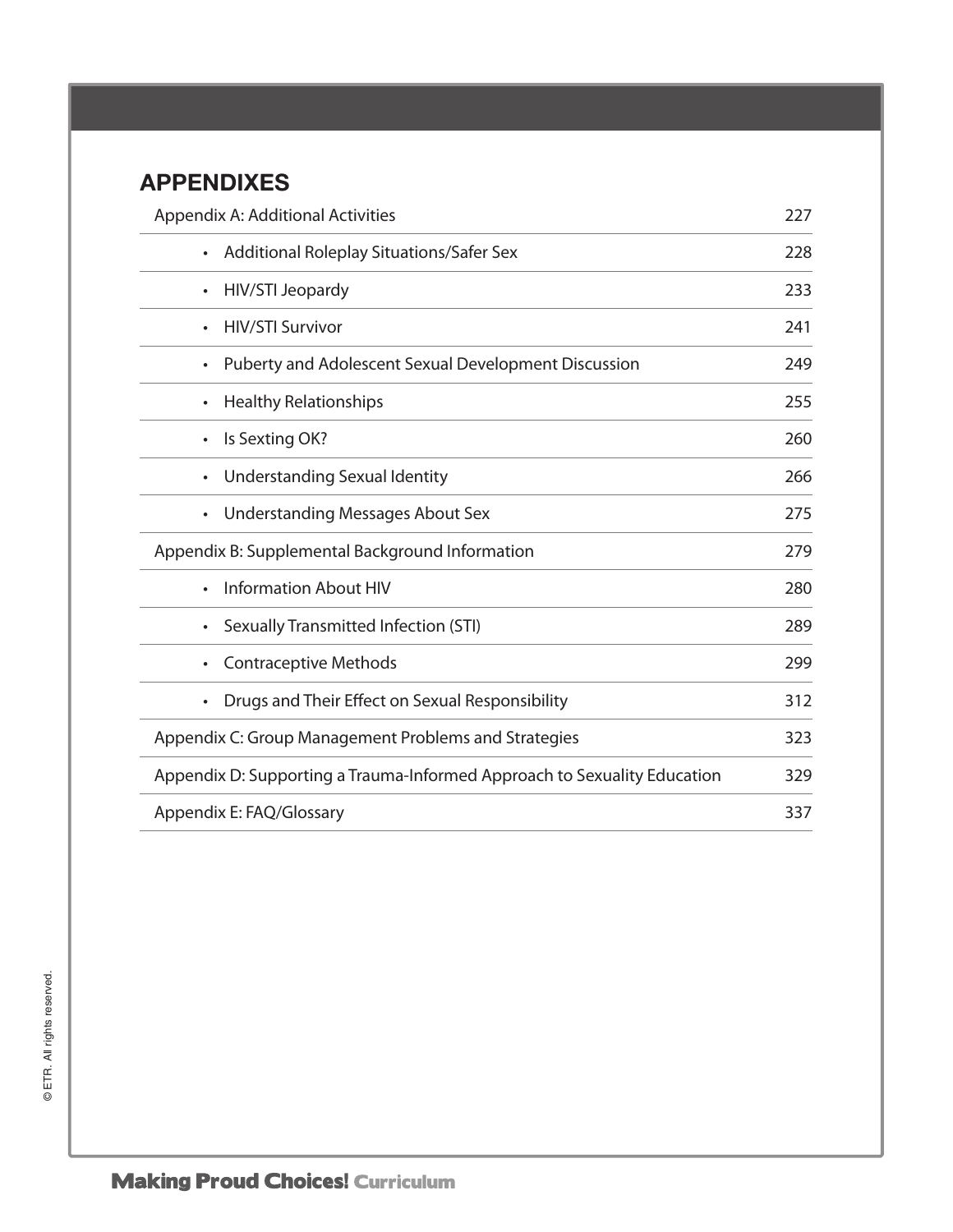## APPENDIXES

| | |
|---|---|
| Appendix A: Additional Activities | 227 |
| • Additional Roleplay Situations/Safer Sex | 228 |
| • HIV/STI Jeopardy | 233 |
| • HIV/STI Survivor | 241 |
| • Puberty and Adolescent Sexual Development Discussion | 249 |
| • Healthy Relationships | 255 |
| • Is Sexting OK? | 260 |
| • Understanding Sexual Identity | 266 |
| • Understanding Messages About Sex | 275 |
| Appendix B: Supplemental Background Information | 279 |
| • Information About HIV | 280 |
| • Sexually Transmitted Infection (STI) | 289 |
| • Contraceptive Methods | 299 |
| • Drugs and Their Effect on Sexual Responsibility | 312 |
| Appendix C: Group Management Problems and Strategies | 323 |
| Appendix D: Supporting a Trauma-Informed Approach to Sexuality Education | 329 |
| Appendix E: FAQ/Glossary | 337 |